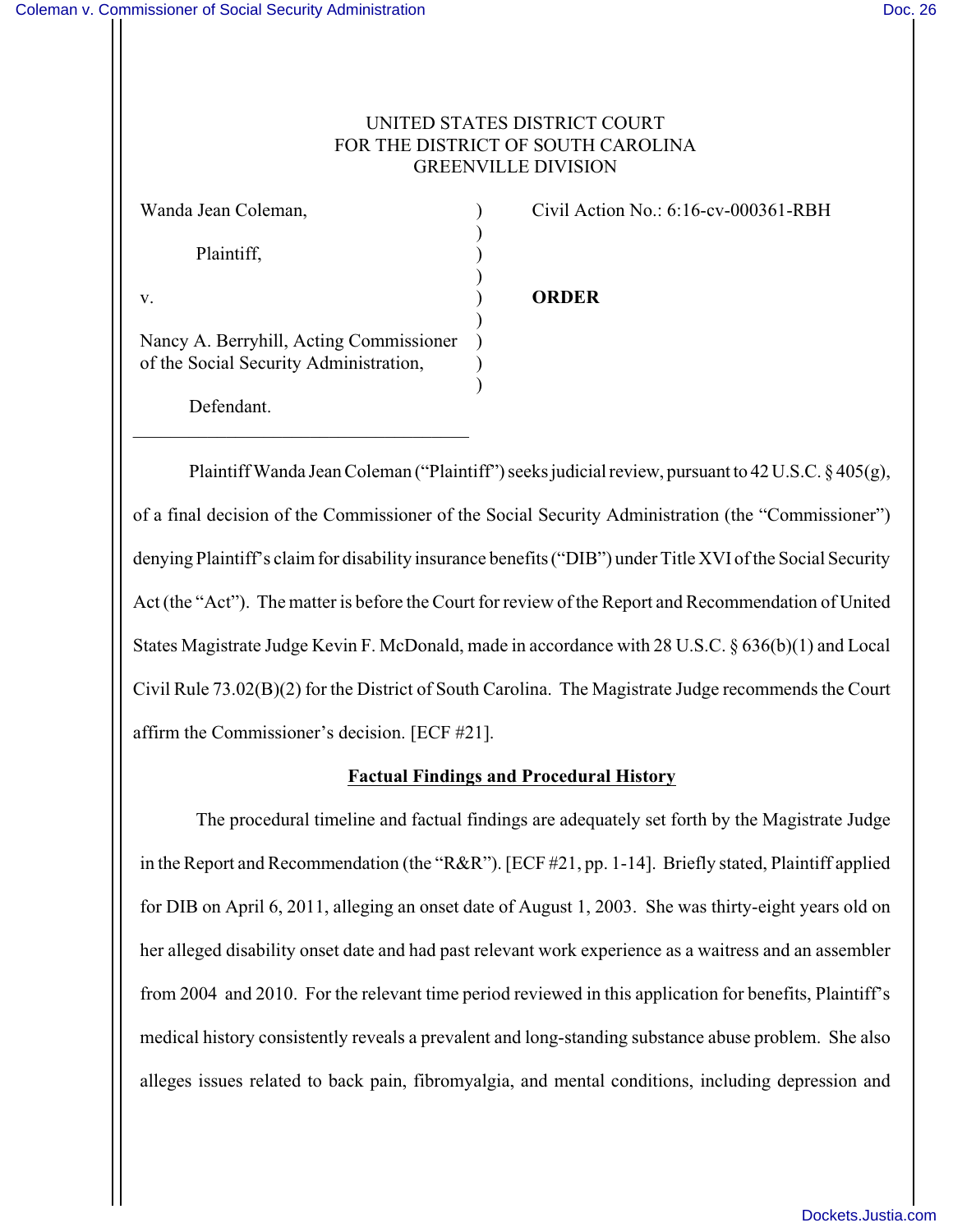UNITED STATES DISTRICT COURT
FOR THE DISTRICT OF SOUTH CAROLINA
GREENVILLE DIVISION

| | | |
|---|---|---|
| Wanda Jean Coleman, | ) | Civil Action No.: 6:16-cv-000361-RBH |
| Plaintiff, | ) | |
| v. | ) | **ORDER** |
| Nancy A. Berryhill, Acting Commissioner of the Social Security Administration, | ) | |
| Defendant. | ) | |

Plaintiff Wanda Jean Coleman ("Plaintiff") seeks judicial review, pursuant to 42 U.S.C. § 405(g), of a final decision of the Commissioner of the Social Security Administration (the "Commissioner") denying Plaintiff's claim for disability insurance benefits ("DIB") under Title XVI of the Social Security Act (the "Act"). The matter is before the Court for review of the Report and Recommendation of United States Magistrate Judge Kevin F. McDonald, made in accordance with 28 U.S.C. § 636(b)(1) and Local Civil Rule 73.02(B)(2) for the District of South Carolina. The Magistrate Judge recommends the Court affirm the Commissioner's decision. [ECF #21].

## Factual Findings and Procedural History

The procedural timeline and factual findings are adequately set forth by the Magistrate Judge in the Report and Recommendation (the "R&R"). [ECF #21, pp. 1-14]. Briefly stated, Plaintiff applied for DIB on April 6, 2011, alleging an onset date of August 1, 2003. She was thirty-eight years old on her alleged disability onset date and had past relevant work experience as a waitress and an assembler from 2004 and 2010. For the relevant time period reviewed in this application for benefits, Plaintiff's medical history consistently reveals a prevalent and long-standing substance abuse problem. She also alleges issues related to back pain, fibromyalgia, and mental conditions, including depression and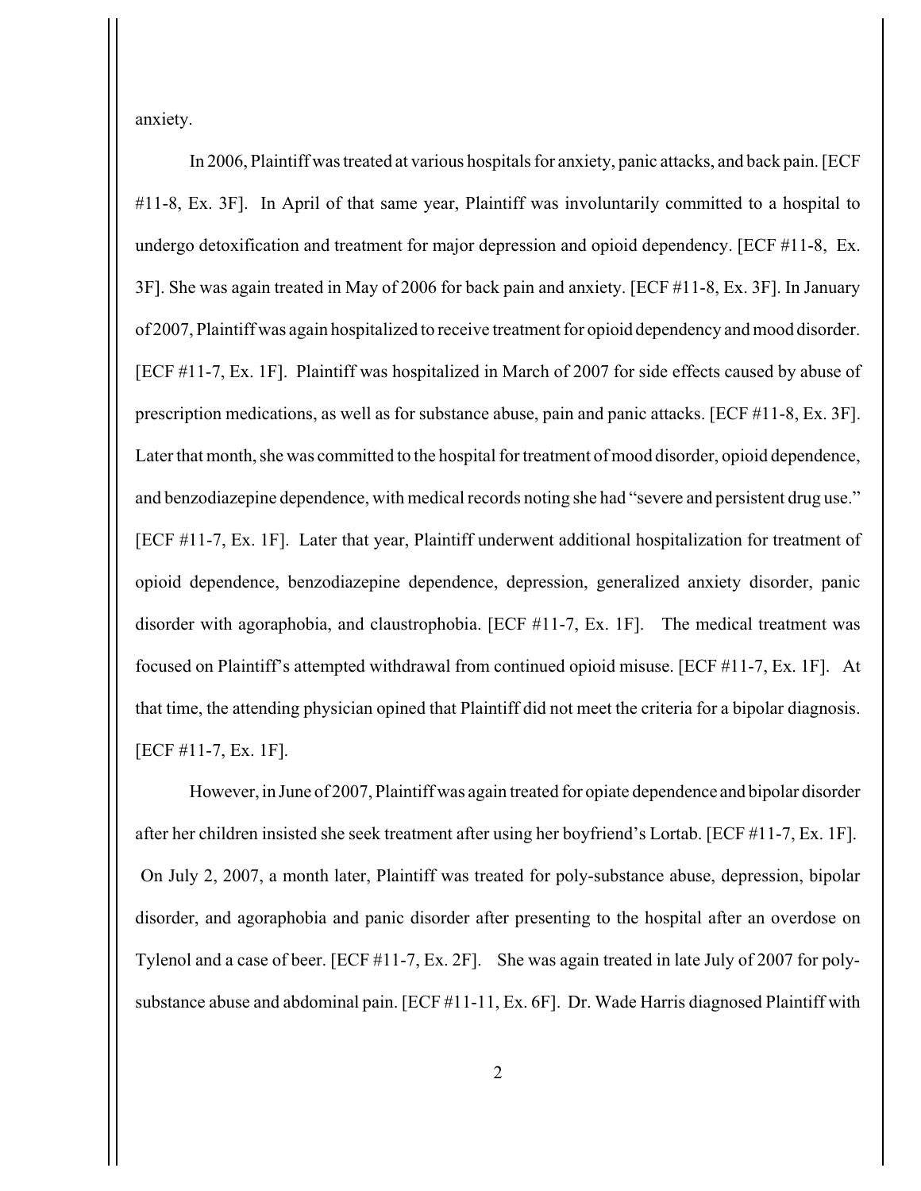anxiety.

In 2006, Plaintiff was treated at various hospitals for anxiety, panic attacks, and back pain. [ECF #11-8, Ex. 3F]. In April of that same year, Plaintiff was involuntarily committed to a hospital to undergo detoxification and treatment for major depression and opioid dependency. [ECF #11-8, Ex. 3F]. She was again treated in May of 2006 for back pain and anxiety. [ECF #11-8, Ex. 3F]. In January of 2007, Plaintiff was again hospitalized to receive treatment for opioid dependency and mood disorder. [ECF #11-7, Ex. 1F]. Plaintiff was hospitalized in March of 2007 for side effects caused by abuse of prescription medications, as well as for substance abuse, pain and panic attacks. [ECF #11-8, Ex. 3F]. Later that month, she was committed to the hospital for treatment of mood disorder, opioid dependence, and benzodiazepine dependence, with medical records noting she had "severe and persistent drug use." [ECF #11-7, Ex. 1F]. Later that year, Plaintiff underwent additional hospitalization for treatment of opioid dependence, benzodiazepine dependence, depression, generalized anxiety disorder, panic disorder with agoraphobia, and claustrophobia. [ECF #11-7, Ex. 1F]. The medical treatment was focused on Plaintiff's attempted withdrawal from continued opioid misuse. [ECF #11-7, Ex. 1F]. At that time, the attending physician opined that Plaintiff did not meet the criteria for a bipolar diagnosis. [ECF #11-7, Ex. 1F].

However, in June of 2007, Plaintiff was again treated for opiate dependence and bipolar disorder after her children insisted she seek treatment after using her boyfriend's Lortab. [ECF #11-7, Ex. 1F]. On July 2, 2007, a month later, Plaintiff was treated for poly-substance abuse, depression, bipolar disorder, and agoraphobia and panic disorder after presenting to the hospital after an overdose on Tylenol and a case of beer. [ECF #11-7, Ex. 2F]. She was again treated in late July of 2007 for poly-substance abuse and abdominal pain. [ECF #11-11, Ex. 6F]. Dr. Wade Harris diagnosed Plaintiff with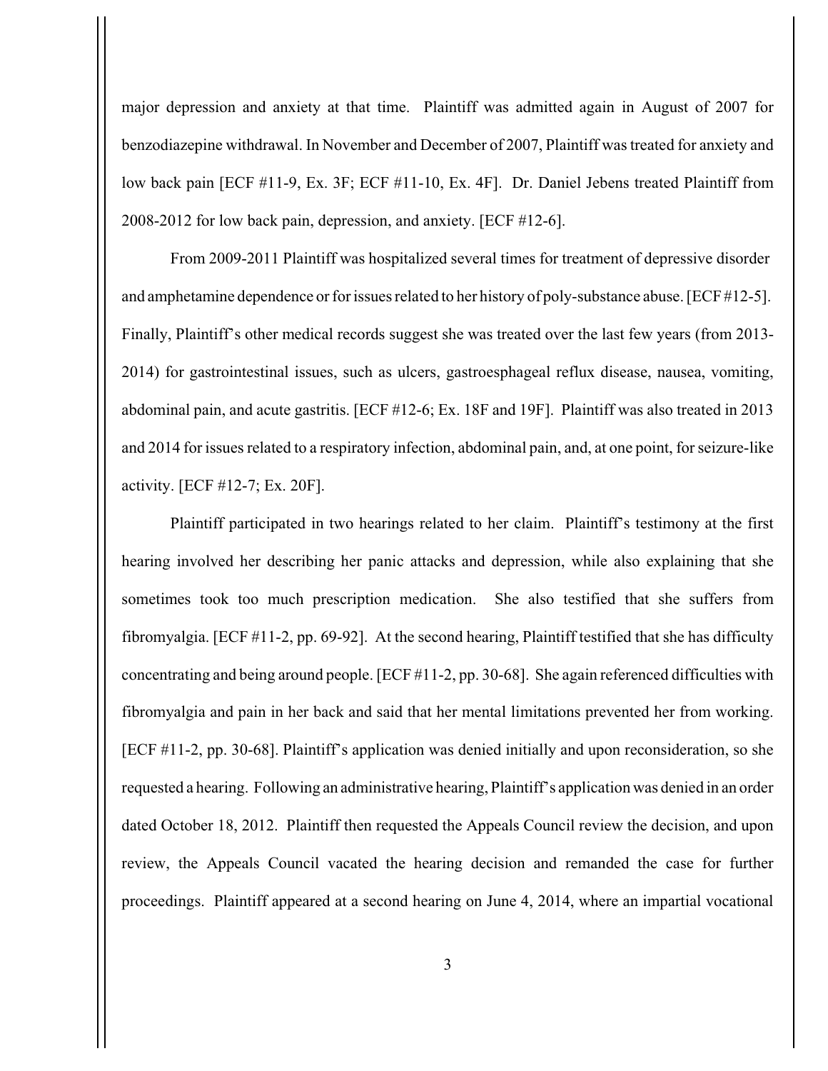major depression and anxiety at that time. Plaintiff was admitted again in August of 2007 for benzodiazepine withdrawal. In November and December of 2007, Plaintiff was treated for anxiety and low back pain [ECF #11-9, Ex. 3F; ECF #11-10, Ex. 4F]. Dr. Daniel Jebens treated Plaintiff from 2008-2012 for low back pain, depression, and anxiety. [ECF #12-6].

From 2009-2011 Plaintiff was hospitalized several times for treatment of depressive disorder and amphetamine dependence or for issues related to her history of poly-substance abuse. [ECF #12-5]. Finally, Plaintiff's other medical records suggest she was treated over the last few years (from 2013-2014) for gastrointestinal issues, such as ulcers, gastroesphageal reflux disease, nausea, vomiting, abdominal pain, and acute gastritis. [ECF #12-6; Ex. 18F and 19F]. Plaintiff was also treated in 2013 and 2014 for issues related to a respiratory infection, abdominal pain, and, at one point, for seizure-like activity. [ECF #12-7; Ex. 20F].

Plaintiff participated in two hearings related to her claim. Plaintiff's testimony at the first hearing involved her describing her panic attacks and depression, while also explaining that she sometimes took too much prescription medication. She also testified that she suffers from fibromyalgia. [ECF #11-2, pp. 69-92]. At the second hearing, Plaintiff testified that she has difficulty concentrating and being around people. [ECF #11-2, pp. 30-68]. She again referenced difficulties with fibromyalgia and pain in her back and said that her mental limitations prevented her from working. [ECF #11-2, pp. 30-68]. Plaintiff's application was denied initially and upon reconsideration, so she requested a hearing. Following an administrative hearing, Plaintiff's application was denied in an order dated October 18, 2012. Plaintiff then requested the Appeals Council review the decision, and upon review, the Appeals Council vacated the hearing decision and remanded the case for further proceedings. Plaintiff appeared at a second hearing on June 4, 2014, where an impartial vocational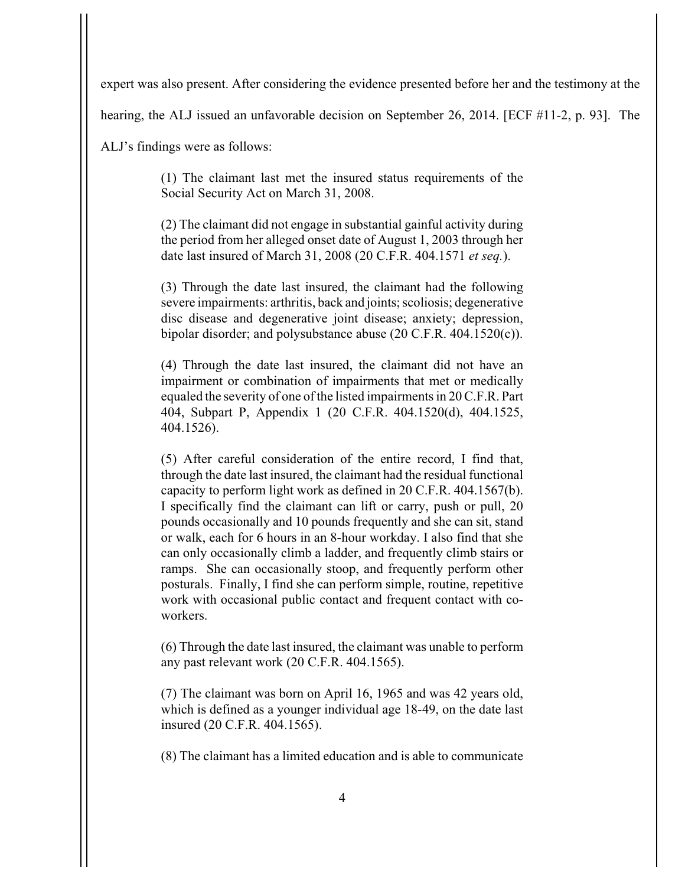expert was also present. After considering the evidence presented before her and the testimony at the hearing, the ALJ issued an unfavorable decision on September 26, 2014. [ECF #11-2, p. 93]. The ALJ's findings were as follows:

> (1) The claimant last met the insured status requirements of the Social Security Act on March 31, 2008.
>
> (2) The claimant did not engage in substantial gainful activity during the period from her alleged onset date of August 1, 2003 through her date last insured of March 31, 2008 (20 C.F.R. 404.1571 *et seq.*).
>
> (3) Through the date last insured, the claimant had the following severe impairments: arthritis, back and joints; scoliosis; degenerative disc disease and degenerative joint disease; anxiety; depression, bipolar disorder; and polysubstance abuse (20 C.F.R. 404.1520(c)).
>
> (4) Through the date last insured, the claimant did not have an impairment or combination of impairments that met or medically equaled the severity of one of the listed impairments in 20 C.F.R. Part 404, Subpart P, Appendix 1 (20 C.F.R. 404.1520(d), 404.1525, 404.1526).
>
> (5) After careful consideration of the entire record, I find that, through the date last insured, the claimant had the residual functional capacity to perform light work as defined in 20 C.F.R. 404.1567(b). I specifically find the claimant can lift or carry, push or pull, 20 pounds occasionally and 10 pounds frequently and she can sit, stand or walk, each for 6 hours in an 8-hour workday. I also find that she can only occasionally climb a ladder, and frequently climb stairs or ramps. She can occasionally stoop, and frequently perform other posturals. Finally, I find she can perform simple, routine, repetitive work with occasional public contact and frequent contact with co-workers.
>
> (6) Through the date last insured, the claimant was unable to perform any past relevant work (20 C.F.R. 404.1565).
>
> (7) The claimant was born on April 16, 1965 and was 42 years old, which is defined as a younger individual age 18-49, on the date last insured (20 C.F.R. 404.1565).
>
> (8) The claimant has a limited education and is able to communicate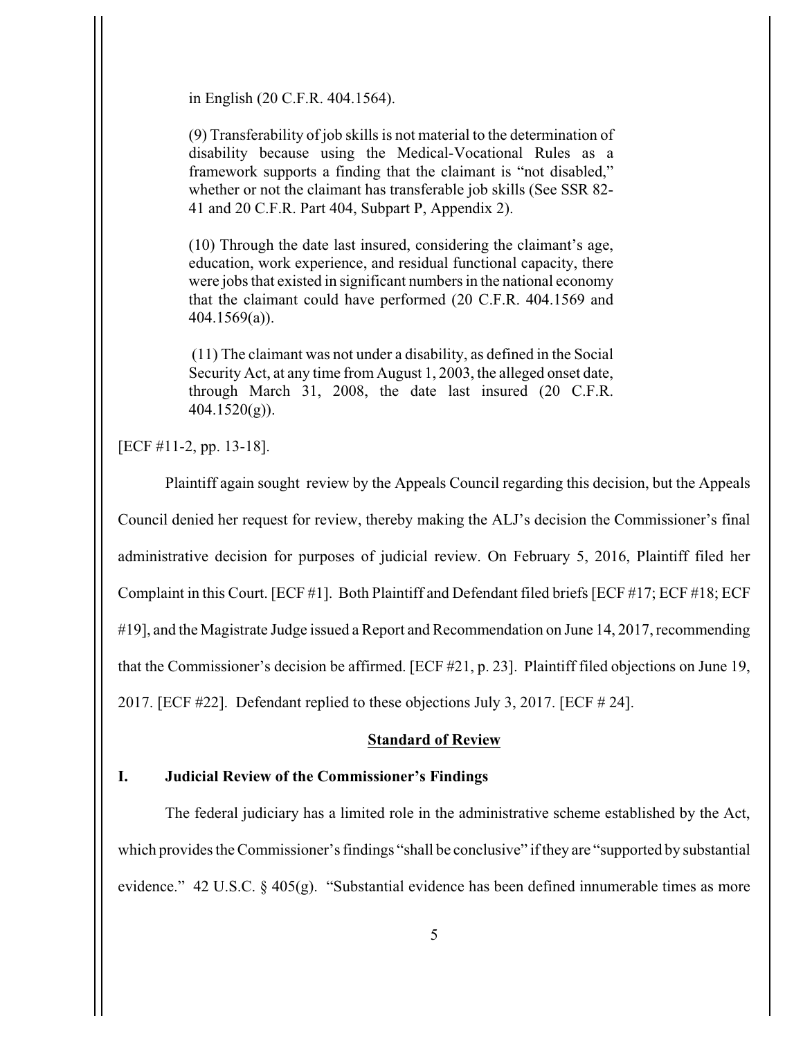in English (20 C.F.R. 404.1564).

(9) Transferability of job skills is not material to the determination of disability because using the Medical-Vocational Rules as a framework supports a finding that the claimant is "not disabled," whether or not the claimant has transferable job skills (See SSR 82-41 and 20 C.F.R. Part 404, Subpart P, Appendix 2).

(10) Through the date last insured, considering the claimant's age, education, work experience, and residual functional capacity, there were jobs that existed in significant numbers in the national economy that the claimant could have performed (20 C.F.R. 404.1569 and 404.1569(a)).

(11) The claimant was not under a disability, as defined in the Social Security Act, at any time from August 1, 2003, the alleged onset date, through March 31, 2008, the date last insured (20 C.F.R. 404.1520(g)).

[ECF #11-2, pp. 13-18].

Plaintiff again sought review by the Appeals Council regarding this decision, but the Appeals Council denied her request for review, thereby making the ALJ's decision the Commissioner's final administrative decision for purposes of judicial review. On February 5, 2016, Plaintiff filed her Complaint in this Court. [ECF #1]. Both Plaintiff and Defendant filed briefs [ECF #17; ECF #18; ECF #19], and the Magistrate Judge issued a Report and Recommendation on June 14, 2017, recommending that the Commissioner's decision be affirmed. [ECF #21, p. 23]. Plaintiff filed objections on June 19, 2017. [ECF #22]. Defendant replied to these objections July 3, 2017. [ECF # 24].

## Standard of Review

### I. Judicial Review of the Commissioner's Findings

The federal judiciary has a limited role in the administrative scheme established by the Act, which provides the Commissioner's findings "shall be conclusive" if they are "supported by substantial evidence." 42 U.S.C. § 405(g). "Substantial evidence has been defined innumerable times as more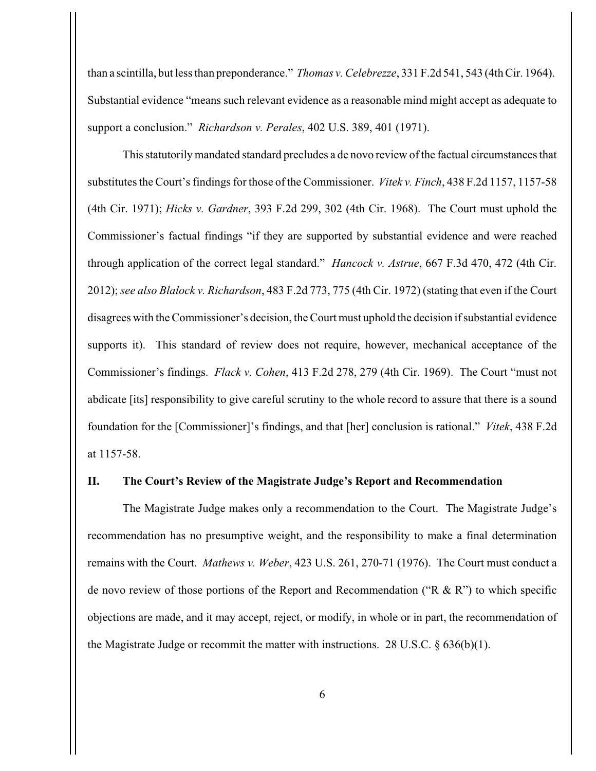than a scintilla, but less than preponderance." *Thomas v. Celebrezze*, 331 F.2d 541, 543 (4th Cir. 1964). Substantial evidence "means such relevant evidence as a reasonable mind might accept as adequate to support a conclusion." *Richardson v. Perales*, 402 U.S. 389, 401 (1971).

This statutorily mandated standard precludes a de novo review of the factual circumstances that substitutes the Court's findings for those of the Commissioner. *Vitek v. Finch*, 438 F.2d 1157, 1157-58 (4th Cir. 1971); *Hicks v. Gardner*, 393 F.2d 299, 302 (4th Cir. 1968). The Court must uphold the Commissioner's factual findings "if they are supported by substantial evidence and were reached through application of the correct legal standard." *Hancock v. Astrue*, 667 F.3d 470, 472 (4th Cir. 2012); *see also Blalock v. Richardson*, 483 F.2d 773, 775 (4th Cir. 1972) (stating that even if the Court disagrees with the Commissioner's decision, the Court must uphold the decision if substantial evidence supports it). This standard of review does not require, however, mechanical acceptance of the Commissioner's findings. *Flack v. Cohen*, 413 F.2d 278, 279 (4th Cir. 1969). The Court "must not abdicate [its] responsibility to give careful scrutiny to the whole record to assure that there is a sound foundation for the [Commissioner]'s findings, and that [her] conclusion is rational." *Vitek*, 438 F.2d at 1157-58.

## II. The Court's Review of the Magistrate Judge's Report and Recommendation

The Magistrate Judge makes only a recommendation to the Court. The Magistrate Judge's recommendation has no presumptive weight, and the responsibility to make a final determination remains with the Court. *Mathews v. Weber*, 423 U.S. 261, 270-71 (1976). The Court must conduct a de novo review of those portions of the Report and Recommendation ("R & R") to which specific objections are made, and it may accept, reject, or modify, in whole or in part, the recommendation of the Magistrate Judge or recommit the matter with instructions. 28 U.S.C. § 636(b)(1).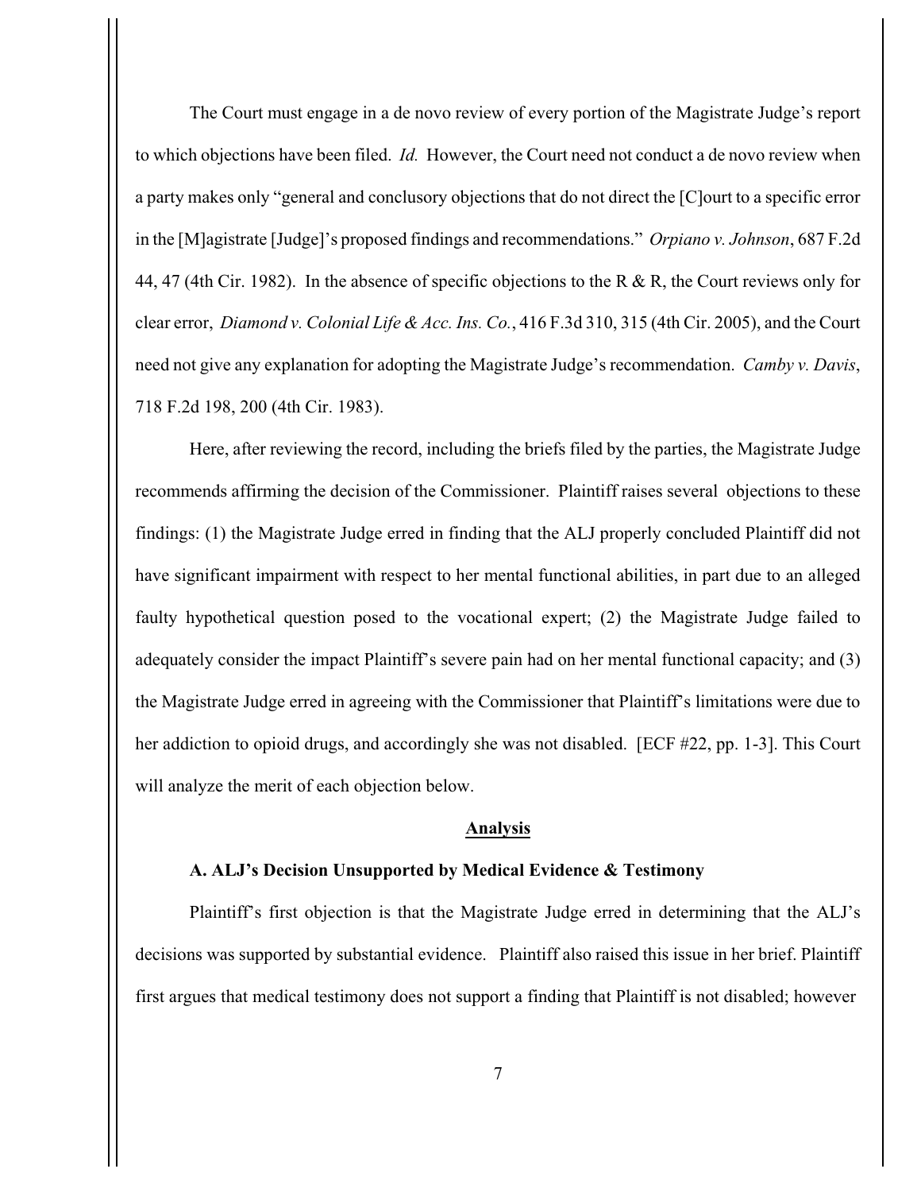The Court must engage in a de novo review of every portion of the Magistrate Judge's report to which objections have been filed. *Id.* However, the Court need not conduct a de novo review when a party makes only "general and conclusory objections that do not direct the [C]ourt to a specific error in the [M]agistrate [Judge]'s proposed findings and recommendations." *Orpiano v. Johnson*, 687 F.2d 44, 47 (4th Cir. 1982). In the absence of specific objections to the R & R, the Court reviews only for clear error, *Diamond v. Colonial Life & Acc. Ins. Co.*, 416 F.3d 310, 315 (4th Cir. 2005), and the Court need not give any explanation for adopting the Magistrate Judge's recommendation. *Camby v. Davis*, 718 F.2d 198, 200 (4th Cir. 1983).

Here, after reviewing the record, including the briefs filed by the parties, the Magistrate Judge recommends affirming the decision of the Commissioner. Plaintiff raises several objections to these findings: (1) the Magistrate Judge erred in finding that the ALJ properly concluded Plaintiff did not have significant impairment with respect to her mental functional abilities, in part due to an alleged faulty hypothetical question posed to the vocational expert; (2) the Magistrate Judge failed to adequately consider the impact Plaintiff's severe pain had on her mental functional capacity; and (3) the Magistrate Judge erred in agreeing with the Commissioner that Plaintiff's limitations were due to her addiction to opioid drugs, and accordingly she was not disabled. [ECF #22, pp. 1-3]. This Court will analyze the merit of each objection below.

## Analysis

### A. ALJ's Decision Unsupported by Medical Evidence & Testimony

Plaintiff's first objection is that the Magistrate Judge erred in determining that the ALJ's decisions was supported by substantial evidence. Plaintiff also raised this issue in her brief. Plaintiff first argues that medical testimony does not support a finding that Plaintiff is not disabled; however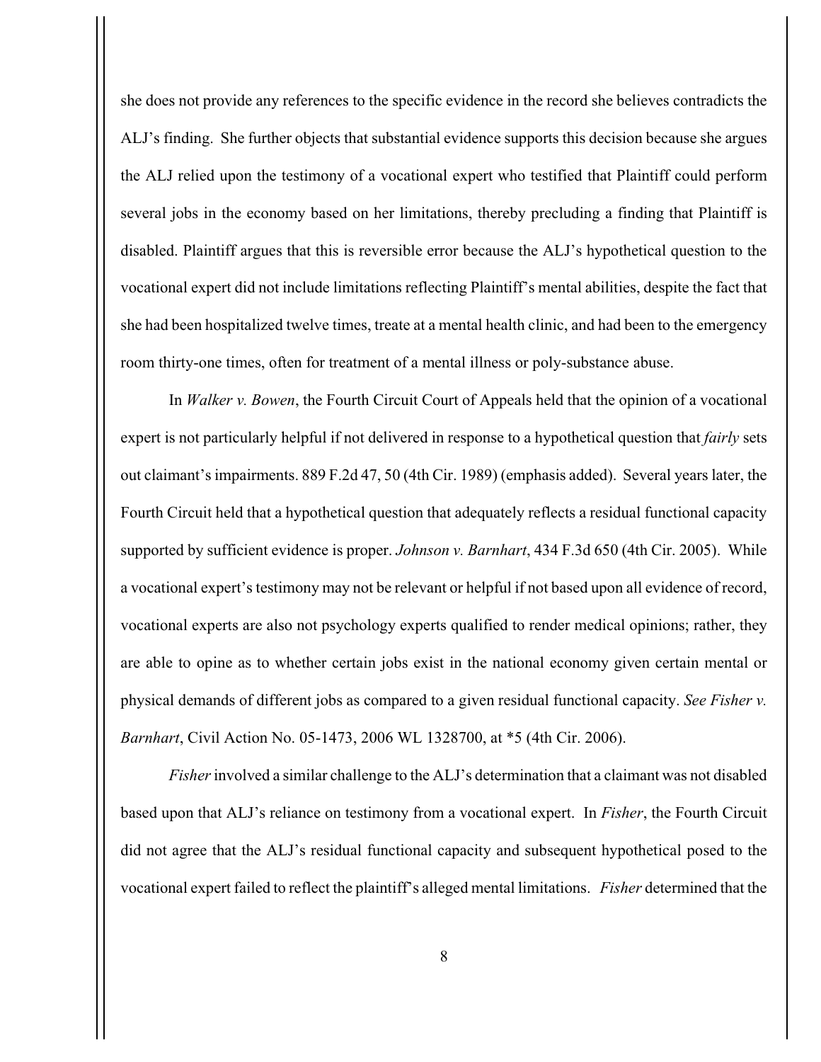she does not provide any references to the specific evidence in the record she believes contradicts the ALJ's finding. She further objects that substantial evidence supports this decision because she argues the ALJ relied upon the testimony of a vocational expert who testified that Plaintiff could perform several jobs in the economy based on her limitations, thereby precluding a finding that Plaintiff is disabled. Plaintiff argues that this is reversible error because the ALJ's hypothetical question to the vocational expert did not include limitations reflecting Plaintiff's mental abilities, despite the fact that she had been hospitalized twelve times, treate at a mental health clinic, and had been to the emergency room thirty-one times, often for treatment of a mental illness or poly-substance abuse.

In *Walker v. Bowen*, the Fourth Circuit Court of Appeals held that the opinion of a vocational expert is not particularly helpful if not delivered in response to a hypothetical question that *fairly* sets out claimant's impairments. 889 F.2d 47, 50 (4th Cir. 1989) (emphasis added). Several years later, the Fourth Circuit held that a hypothetical question that adequately reflects a residual functional capacity supported by sufficient evidence is proper. *Johnson v. Barnhart*, 434 F.3d 650 (4th Cir. 2005). While a vocational expert's testimony may not be relevant or helpful if not based upon all evidence of record, vocational experts are also not psychology experts qualified to render medical opinions; rather, they are able to opine as to whether certain jobs exist in the national economy given certain mental or physical demands of different jobs as compared to a given residual functional capacity. *See Fisher v. Barnhart*, Civil Action No. 05-1473, 2006 WL 1328700, at *5 (4th Cir. 2006).

*Fisher* involved a similar challenge to the ALJ's determination that a claimant was not disabled based upon that ALJ's reliance on testimony from a vocational expert. In *Fisher*, the Fourth Circuit did not agree that the ALJ's residual functional capacity and subsequent hypothetical posed to the vocational expert failed to reflect the plaintiff's alleged mental limitations. *Fisher* determined that the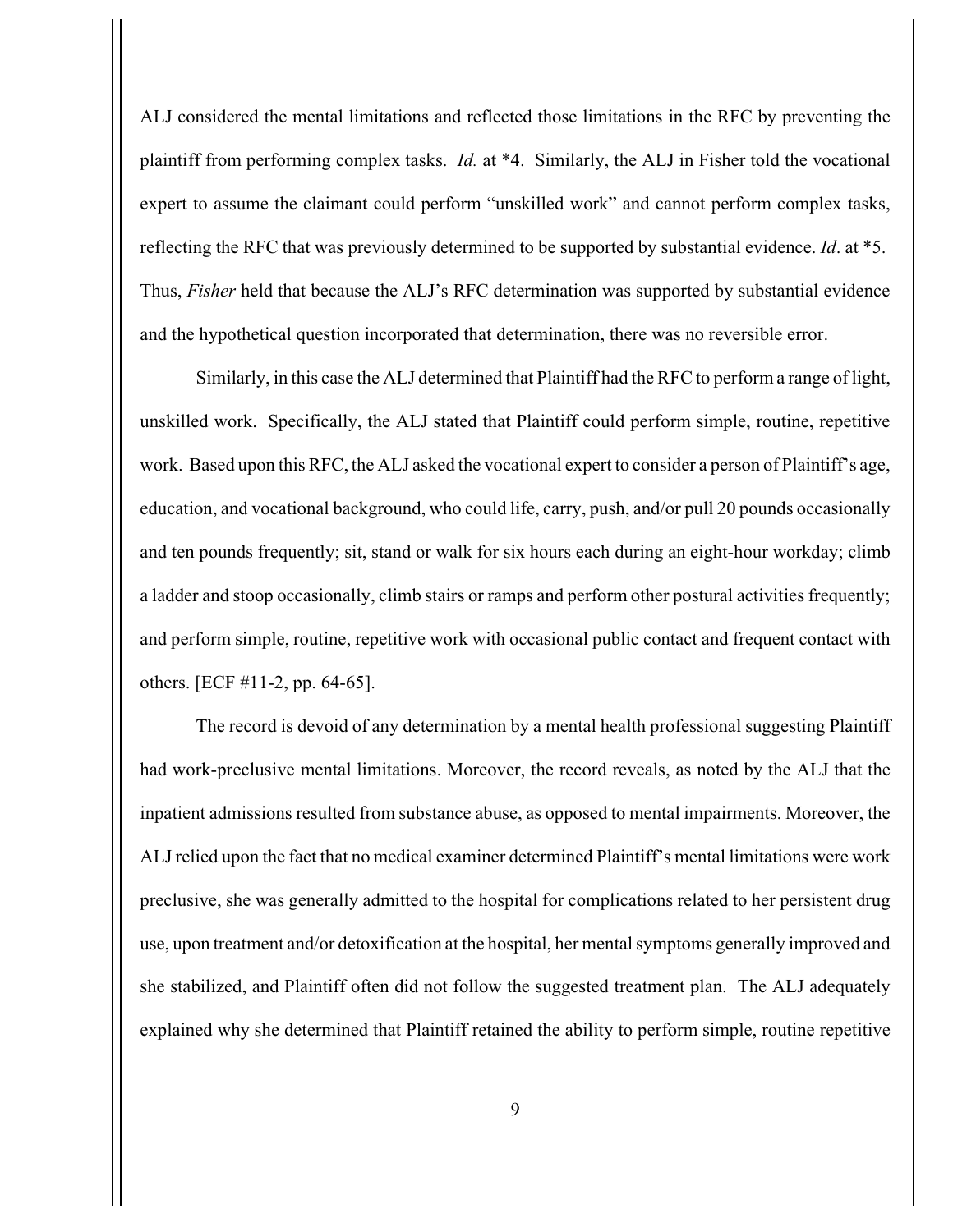ALJ considered the mental limitations and reflected those limitations in the RFC by preventing the plaintiff from performing complex tasks. *Id.* at *4. Similarly, the ALJ in Fisher told the vocational expert to assume the claimant could perform "unskilled work" and cannot perform complex tasks, reflecting the RFC that was previously determined to be supported by substantial evidence. *Id*. at *5. Thus, *Fisher* held that because the ALJ's RFC determination was supported by substantial evidence and the hypothetical question incorporated that determination, there was no reversible error.

Similarly, in this case the ALJ determined that Plaintiff had the RFC to perform a range of light, unskilled work. Specifically, the ALJ stated that Plaintiff could perform simple, routine, repetitive work. Based upon this RFC, the ALJ asked the vocational expert to consider a person of Plaintiff's age, education, and vocational background, who could life, carry, push, and/or pull 20 pounds occasionally and ten pounds frequently; sit, stand or walk for six hours each during an eight-hour workday; climb a ladder and stoop occasionally, climb stairs or ramps and perform other postural activities frequently; and perform simple, routine, repetitive work with occasional public contact and frequent contact with others. [ECF #11-2, pp. 64-65].

The record is devoid of any determination by a mental health professional suggesting Plaintiff had work-preclusive mental limitations. Moreover, the record reveals, as noted by the ALJ that the inpatient admissions resulted from substance abuse, as opposed to mental impairments. Moreover, the ALJ relied upon the fact that no medical examiner determined Plaintiff's mental limitations were work preclusive, she was generally admitted to the hospital for complications related to her persistent drug use, upon treatment and/or detoxification at the hospital, her mental symptoms generally improved and she stabilized, and Plaintiff often did not follow the suggested treatment plan. The ALJ adequately explained why she determined that Plaintiff retained the ability to perform simple, routine repetitive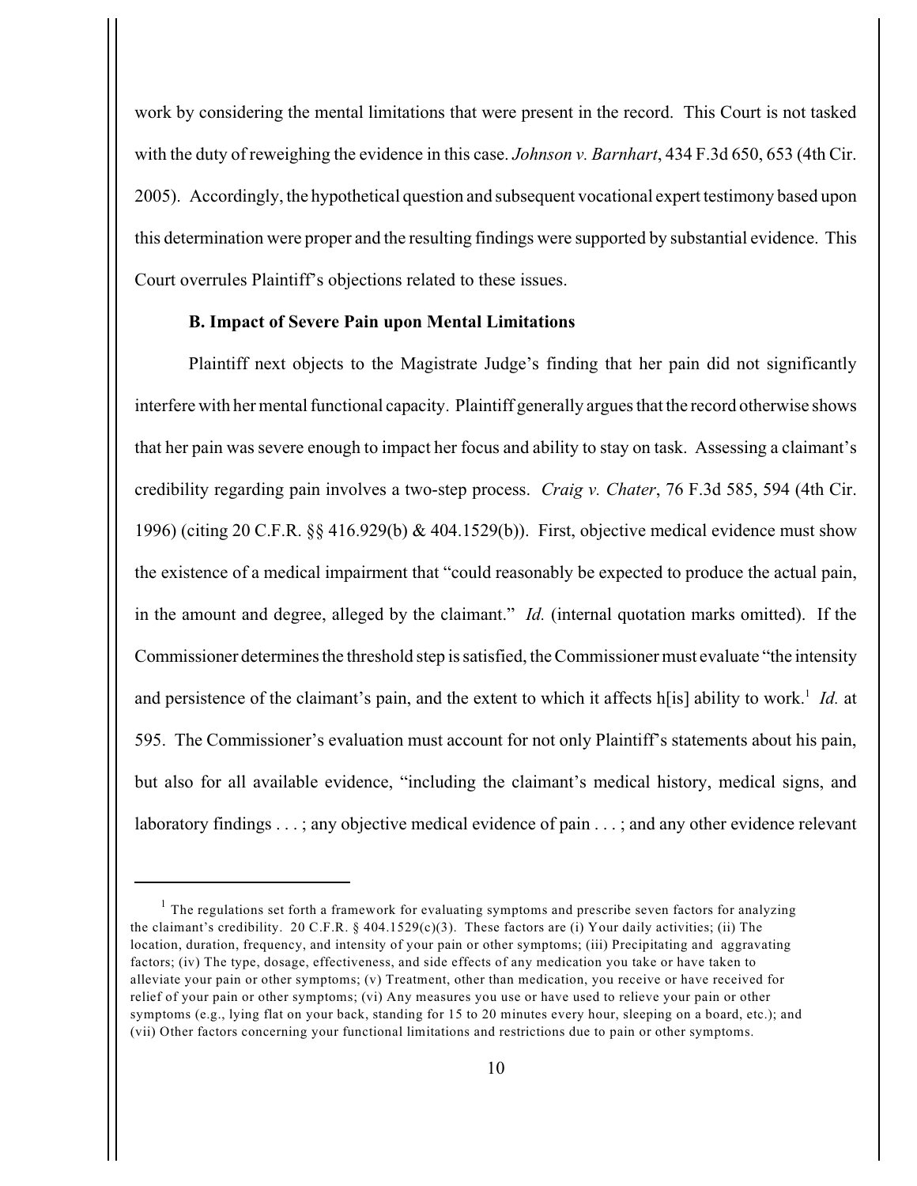work by considering the mental limitations that were present in the record. This Court is not tasked with the duty of reweighing the evidence in this case. *Johnson v. Barnhart*, 434 F.3d 650, 653 (4th Cir. 2005). Accordingly, the hypothetical question and subsequent vocational expert testimony based upon this determination were proper and the resulting findings were supported by substantial evidence. This Court overrules Plaintiff's objections related to these issues.

**B. Impact of Severe Pain upon Mental Limitations**

Plaintiff next objects to the Magistrate Judge's finding that her pain did not significantly interfere with her mental functional capacity. Plaintiff generally argues that the record otherwise shows that her pain was severe enough to impact her focus and ability to stay on task. Assessing a claimant's credibility regarding pain involves a two-step process. *Craig v. Chater*, 76 F.3d 585, 594 (4th Cir. 1996) (citing 20 C.F.R. §§ 416.929(b) & 404.1529(b)). First, objective medical evidence must show the existence of a medical impairment that "could reasonably be expected to produce the actual pain, in the amount and degree, alleged by the claimant." *Id.* (internal quotation marks omitted). If the Commissioner determines the threshold step is satisfied, the Commissioner must evaluate "the intensity and persistence of the claimant's pain, and the extent to which it affects h[is] ability to work.[1] *Id.* at 595. The Commissioner's evaluation must account for not only Plaintiff's statements about his pain, but also for all available evidence, "including the claimant's medical history, medical signs, and laboratory findings . . . ; any objective medical evidence of pain . . . ; and any other evidence relevant

---

[1] The regulations set forth a framework for evaluating symptoms and prescribe seven factors for analyzing the claimant's credibility. 20 C.F.R. § 404.1529(c)(3). These factors are (i) Your daily activities; (ii) The location, duration, frequency, and intensity of your pain or other symptoms; (iii) Precipitating and aggravating factors; (iv) The type, dosage, effectiveness, and side effects of any medication you take or have taken to alleviate your pain or other symptoms; (v) Treatment, other than medication, you receive or have received for relief of your pain or other symptoms; (vi) Any measures you use or have used to relieve your pain or other symptoms (e.g., lying flat on your back, standing for 15 to 20 minutes every hour, sleeping on a board, etc.); and (vii) Other factors concerning your functional limitations and restrictions due to pain or other symptoms.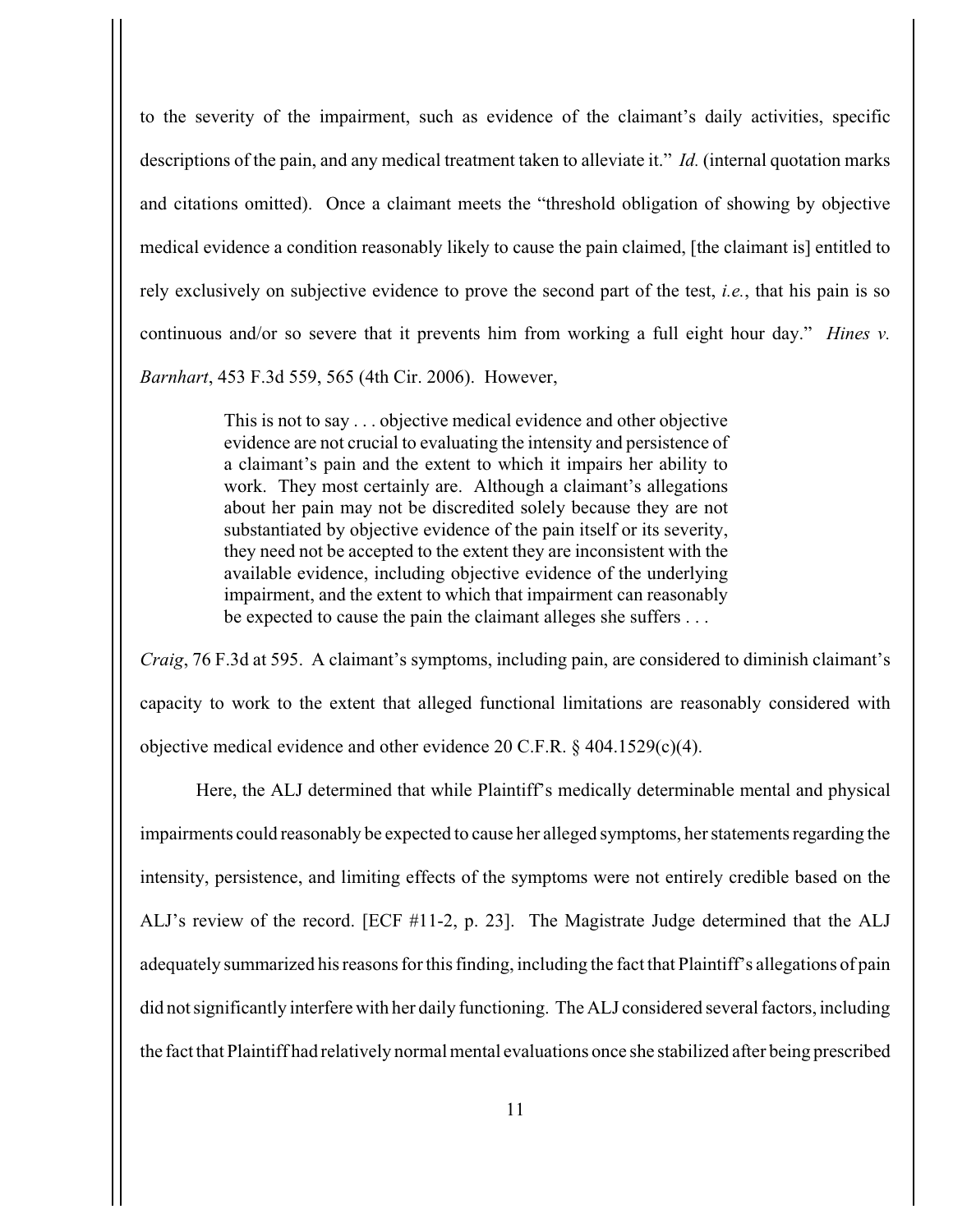to the severity of the impairment, such as evidence of the claimant's daily activities, specific descriptions of the pain, and any medical treatment taken to alleviate it." *Id.* (internal quotation marks and citations omitted). Once a claimant meets the "threshold obligation of showing by objective medical evidence a condition reasonably likely to cause the pain claimed, [the claimant is] entitled to rely exclusively on subjective evidence to prove the second part of the test, *i.e.*, that his pain is so continuous and/or so severe that it prevents him from working a full eight hour day." *Hines v. Barnhart*, 453 F.3d 559, 565 (4th Cir. 2006). However,

> This is not to say . . . objective medical evidence and other objective evidence are not crucial to evaluating the intensity and persistence of a claimant's pain and the extent to which it impairs her ability to work. They most certainly are. Although a claimant's allegations about her pain may not be discredited solely because they are not substantiated by objective evidence of the pain itself or its severity, they need not be accepted to the extent they are inconsistent with the available evidence, including objective evidence of the underlying impairment, and the extent to which that impairment can reasonably be expected to cause the pain the claimant alleges she suffers . . .

*Craig*, 76 F.3d at 595. A claimant's symptoms, including pain, are considered to diminish claimant's capacity to work to the extent that alleged functional limitations are reasonably considered with objective medical evidence and other evidence 20 C.F.R. § 404.1529(c)(4).

Here, the ALJ determined that while Plaintiff's medically determinable mental and physical impairments could reasonably be expected to cause her alleged symptoms, her statements regarding the intensity, persistence, and limiting effects of the symptoms were not entirely credible based on the ALJ's review of the record. [ECF #11-2, p. 23]. The Magistrate Judge determined that the ALJ adequately summarized his reasons for this finding, including the fact that Plaintiff's allegations of pain did not significantly interfere with her daily functioning. The ALJ considered several factors, including the fact that Plaintiff had relatively normal mental evaluations once she stabilized after being prescribed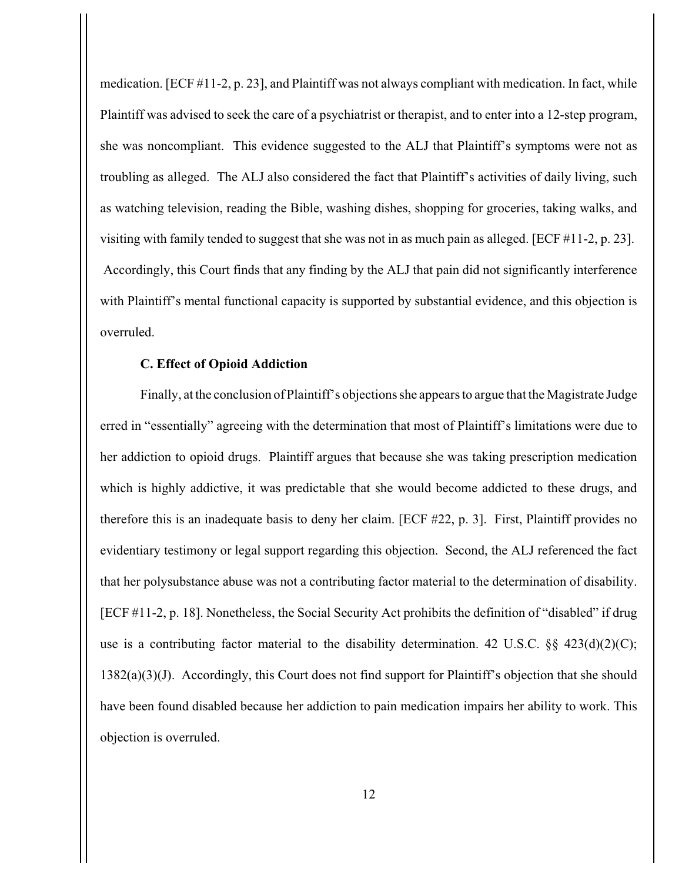medication. [ECF #11-2, p. 23], and Plaintiff was not always compliant with medication. In fact, while Plaintiff was advised to seek the care of a psychiatrist or therapist, and to enter into a 12-step program, she was noncompliant. This evidence suggested to the ALJ that Plaintiff's symptoms were not as troubling as alleged. The ALJ also considered the fact that Plaintiff's activities of daily living, such as watching television, reading the Bible, washing dishes, shopping for groceries, taking walks, and visiting with family tended to suggest that she was not in as much pain as alleged. [ECF #11-2, p. 23]. Accordingly, this Court finds that any finding by the ALJ that pain did not significantly interference with Plaintiff's mental functional capacity is supported by substantial evidence, and this objection is overruled.

**C. Effect of Opioid Addiction**

Finally, at the conclusion of Plaintiff's objections she appears to argue that the Magistrate Judge erred in "essentially" agreeing with the determination that most of Plaintiff's limitations were due to her addiction to opioid drugs. Plaintiff argues that because she was taking prescription medication which is highly addictive, it was predictable that she would become addicted to these drugs, and therefore this is an inadequate basis to deny her claim. [ECF #22, p. 3]. First, Plaintiff provides no evidentiary testimony or legal support regarding this objection. Second, the ALJ referenced the fact that her polysubstance abuse was not a contributing factor material to the determination of disability. [ECF #11-2, p. 18]. Nonetheless, the Social Security Act prohibits the definition of "disabled" if drug use is a contributing factor material to the disability determination. 42 U.S.C. §§ 423(d)(2)(C); 1382(a)(3)(J). Accordingly, this Court does not find support for Plaintiff's objection that she should have been found disabled because her addiction to pain medication impairs her ability to work. This objection is overruled.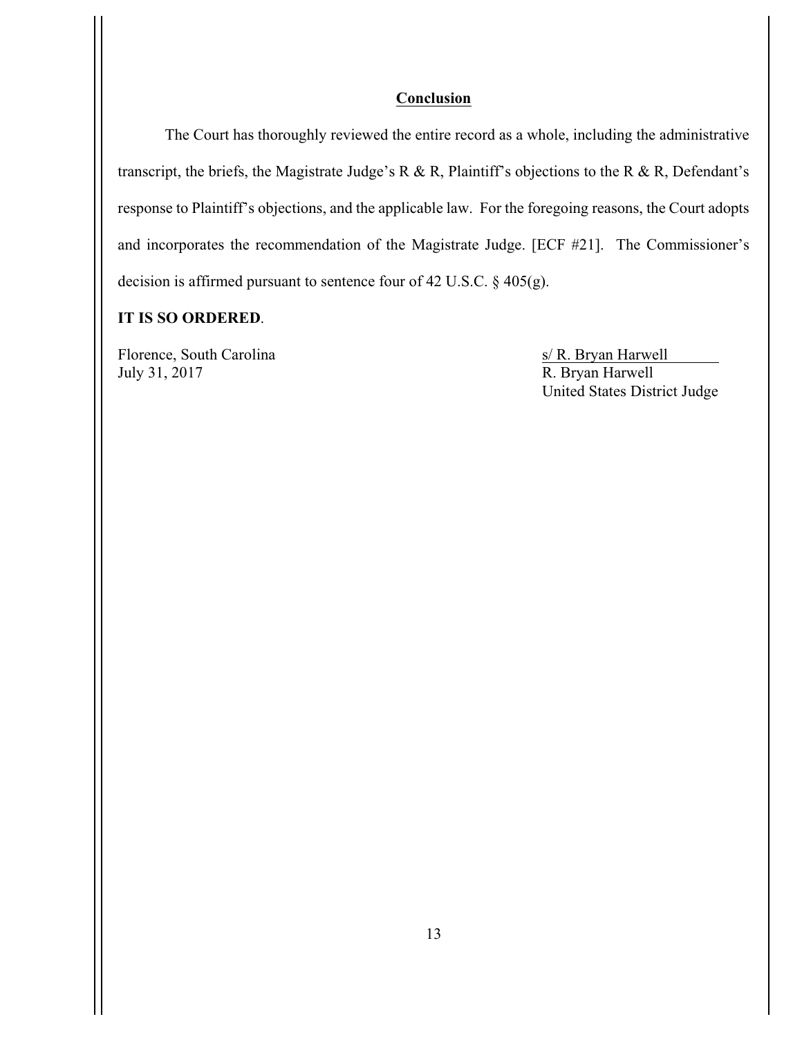## Conclusion

The Court has thoroughly reviewed the entire record as a whole, including the administrative transcript, the briefs, the Magistrate Judge's R & R, Plaintiff's objections to the R & R, Defendant's response to Plaintiff's objections, and the applicable law. For the foregoing reasons, the Court adopts and incorporates the recommendation of the Magistrate Judge. [ECF #21]. The Commissioner's decision is affirmed pursuant to sentence four of 42 U.S.C. § 405(g).

**IT IS SO ORDERED**.

Florence, South Carolina
July 31, 2017

s/ R. Bryan Harwell
R. Bryan Harwell
United States District Judge